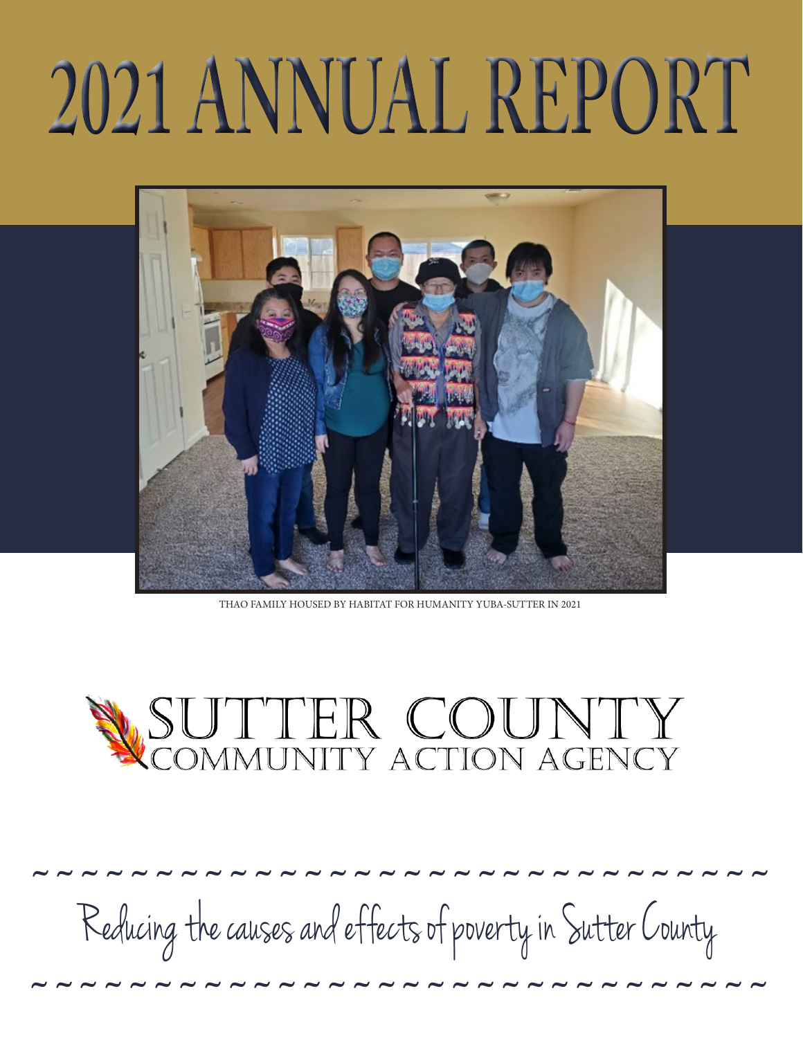# 2021 ANNUAL REPORT

THAO FAMILY HOUSED BY HABITAT FOR HUMANITY YUBA-SUTTER IN 2021

## SUTTER COUNTY
## COMMUNITY ACTION AGENCY

~ ~ ~ ~ ~ ~ ~ ~ ~ ~ ~ ~ ~ ~ ~ ~ ~ ~ ~ ~ ~ ~ ~ ~ ~ ~ ~ ~ ~ ~ ~ ~ ~ ~

*Reducing the causes and effects of poverty in Sutter County*

~ ~ ~ ~ ~ ~ ~ ~ ~ ~ ~ ~ ~ ~ ~ ~ ~ ~ ~ ~ ~ ~ ~ ~ ~ ~ ~ ~ ~ ~ ~ ~ ~ ~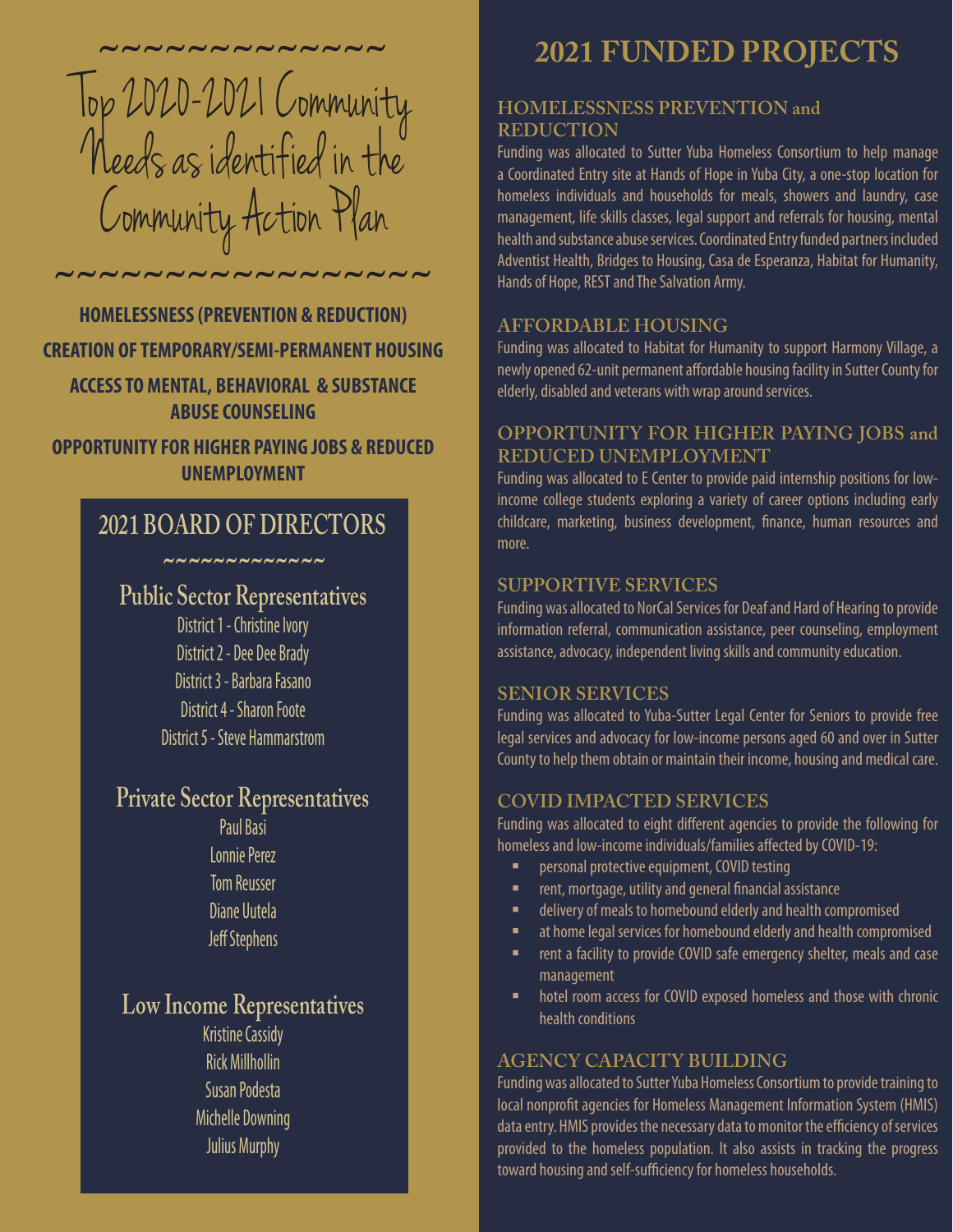# Top 2020-2021 Community Needs as identified in the Community Action Plan

**HOMELESSNESS (PREVENTION & REDUCTION)**

**CREATION OF TEMPORARY/SEMI-PERMANENT HOUSING**

**ACCESS TO MENTAL, BEHAVIORAL & SUBSTANCE ABUSE COUNSELING**

**OPPORTUNITY FOR HIGHER PAYING JOBS & REDUCED UNEMPLOYMENT**

## 2021 BOARD OF DIRECTORS

### Public Sector Representatives

District 1 - Christine Ivory
District 2 - Dee Dee Brady
District 3 - Barbara Fasano
District 4 - Sharon Foote
District 5 - Steve Hammarstrom

### Private Sector Representatives

Paul Basi
Lonnie Perez
Tom Reusser
Diane Uutela
Jeff Stephens

### Low Income Representatives

Kristine Cassidy
Rick Millhollin
Susan Podesta
Michelle Downing
Julius Murphy

# 2021 FUNDED PROJECTS

## HOMELESSNESS PREVENTION and REDUCTION

Funding was allocated to Sutter Yuba Homeless Consortium to help manage a Coordinated Entry site at Hands of Hope in Yuba City, a one-stop location for homeless individuals and households for meals, showers and laundry, case management, life skills classes, legal support and referrals for housing, mental health and substance abuse services. Coordinated Entry funded partners included Adventist Health, Bridges to Housing, Casa de Esperanza, Habitat for Humanity, Hands of Hope, REST and The Salvation Army.

## AFFORDABLE HOUSING

Funding was allocated to Habitat for Humanity to support Harmony Village, a newly opened 62-unit permanent affordable housing facility in Sutter County for elderly, disabled and veterans with wrap around services.

## OPPORTUNITY FOR HIGHER PAYING JOBS and REDUCED UNEMPLOYMENT

Funding was allocated to E Center to provide paid internship positions for low-income college students exploring a variety of career options including early childcare, marketing, business development, finance, human resources and more.

## SUPPORTIVE SERVICES

Funding was allocated to NorCal Services for Deaf and Hard of Hearing to provide information referral, communication assistance, peer counseling, employment assistance, advocacy, independent living skills and community education.

## SENIOR SERVICES

Funding was allocated to Yuba-Sutter Legal Center for Seniors to provide free legal services and advocacy for low-income persons aged 60 and over in Sutter County to help them obtain or maintain their income, housing and medical care.

## COVID IMPACTED SERVICES

Funding was allocated to eight different agencies to provide the following for homeless and low-income individuals/families affected by COVID-19:

- personal protective equipment, COVID testing
- rent, mortgage, utility and general financial assistance
- delivery of meals to homebound elderly and health compromised
- at home legal services for homebound elderly and health compromised
- rent a facility to provide COVID safe emergency shelter, meals and case management
- hotel room access for COVID exposed homeless and those with chronic health conditions

## AGENCY CAPACITY BUILDING

Funding was allocated to Sutter Yuba Homeless Consortium to provide training to local nonprofit agencies for Homeless Management Information System (HMIS) data entry. HMIS provides the necessary data to monitor the efficiency of services provided to the homeless population. It also assists in tracking the progress toward housing and self-sufficiency for homeless households.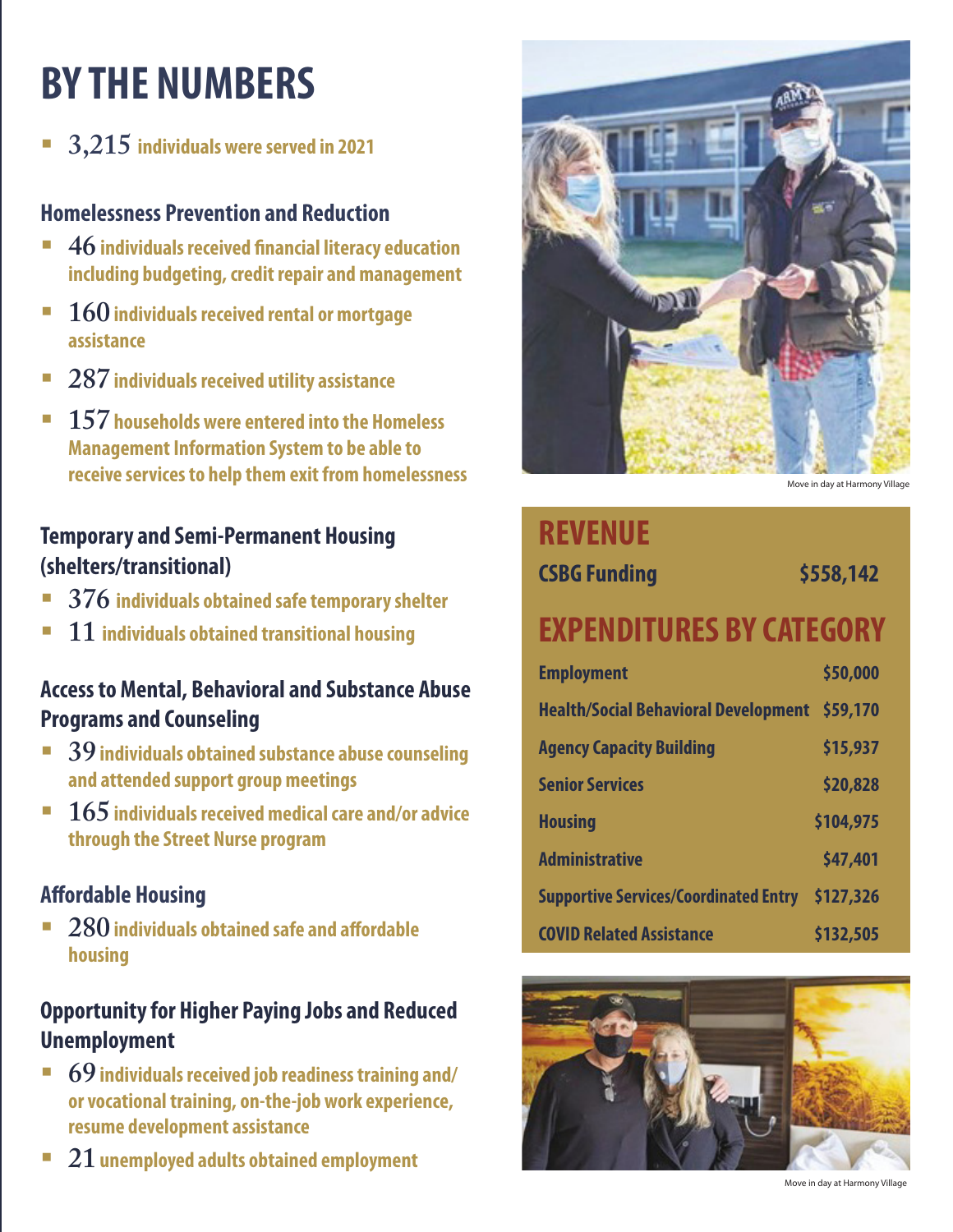# BY THE NUMBERS

- **3,215** individuals were served in 2021

## Homelessness Prevention and Reduction

- **46** individuals received financial literacy education including budgeting, credit repair and management
- **160** individuals received rental or mortgage assistance
- **287** individuals received utility assistance
- **157** households were entered into the Homeless Management Information System to be able to receive services to help them exit from homelessness

## Temporary and Semi-Permanent Housing (shelters/transitional)

- **376** individuals obtained safe temporary shelter
- **11** individuals obtained transitional housing

## Access to Mental, Behavioral and Substance Abuse Programs and Counseling

- **39** individuals obtained substance abuse counseling and attended support group meetings
- **165** individuals received medical care and/or advice through the Street Nurse program

## Affordable Housing

- **280** individuals obtained safe and affordable housing

## Opportunity for Higher Paying Jobs and Reduced Unemployment

- **69** individuals received job readiness training and/or vocational training, on-the-job work experience, resume development assistance
- **21** unemployed adults obtained employment

Move in day at Harmony Village

## REVENUE

| | |
|---|---|
| CSBG Funding | $558,142 |

## EXPENDITURES BY CATEGORY

| | |
|---|---|
| Employment | $50,000 |
| Health/Social Behavioral Development | $59,170 |
| Agency Capacity Building | $15,937 |
| Senior Services | $20,828 |
| Housing | $104,975 |
| Administrative | $47,401 |
| Supportive Services/Coordinated Entry | $127,326 |
| COVID Related Assistance | $132,505 |

Move in day at Harmony Village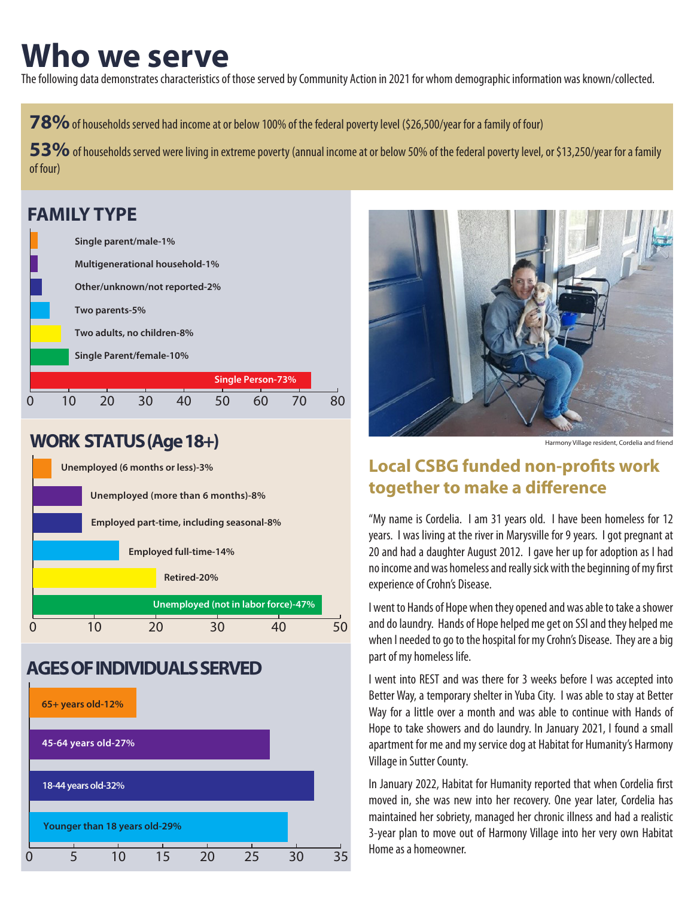# Who we serve

The following data demonstrates characteristics of those served by Community Action in 2021 for whom demographic information was known/collected.

**78%** of households served had income at or below 100% of the federal poverty level ($26,500/year for a family of four)

**53%** of households served were living in extreme poverty (annual income at or below 50% of the federal poverty level, or $13,250/year for a family of four)

## FAMILY TYPE

Single parent/male-1%
Multigenerational household-1%
Other/unknown/not reported-2%
Two parents-5%
Two adults, no children-8%
Single Parent/female-10%
Single Person-73%

0 10 20 30 40 50 60 70 80

## WORK STATUS (Age 18+)

Unemployed (6 months or less)-3%
Unemployed (more than 6 months)-8%
Employed part-time, including seasonal-8%
Employed full-time-14%
Retired-20%
Unemployed (not in labor force)-47%

0 10 20 30 40 50

## AGES OF INDIVIDUALS SERVED

65+ years old-12%
45-64 years old-27%
18-44 years old-32%
Younger than 18 years old-29%

0 5 10 15 20 25 30 35

Harmony Village resident, Cordelia and friend

## Local CSBG funded non-profits work together to make a difference

"My name is Cordelia. I am 31 years old. I have been homeless for 12 years. I was living at the river in Marysville for 9 years. I got pregnant at 20 and had a daughter August 2012. I gave her up for adoption as I had no income and was homeless and really sick with the beginning of my first experience of Crohn's Disease.

I went to Hands of Hope when they opened and was able to take a shower and do laundry. Hands of Hope helped me get on SSI and they helped me when I needed to go to the hospital for my Crohn's Disease. They are a big part of my homeless life.

I went into REST and was there for 3 weeks before I was accepted into Better Way, a temporary shelter in Yuba City. I was able to stay at Better Way for a little over a month and was able to continue with Hands of Hope to take showers and do laundry. In January 2021, I found a small apartment for me and my service dog at Habitat for Humanity's Harmony Village in Sutter County.

In January 2022, Habitat for Humanity reported that when Cordelia first moved in, she was new into her recovery. One year later, Cordelia has maintained her sobriety, managed her chronic illness and had a realistic 3-year plan to move out of Harmony Village into her very own Habitat Home as a homeowner.